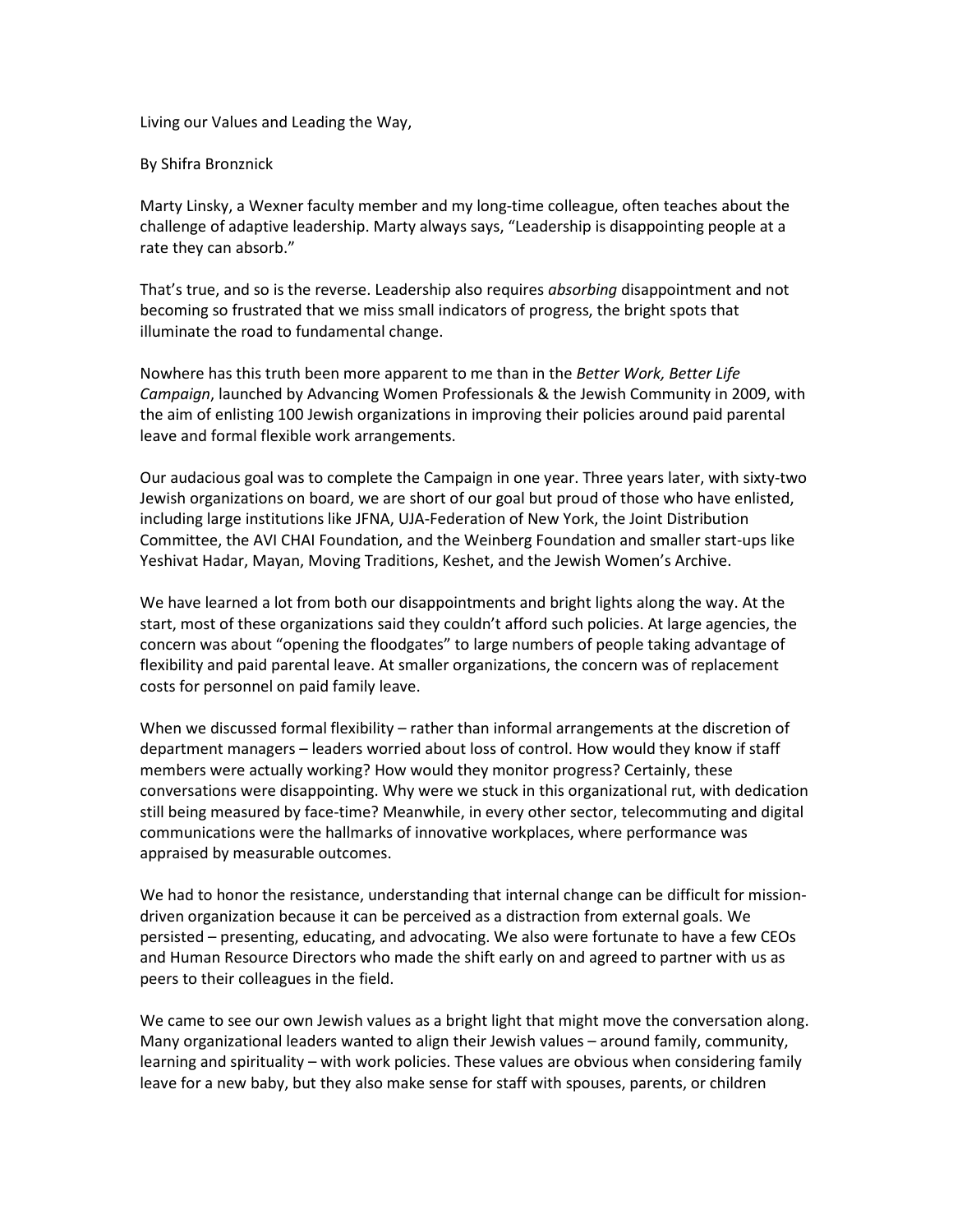Living our Values and Leading the Way,

By Shifra Bronznick

Marty Linsky, a Wexner faculty member and my long-time colleague, often teaches about the challenge of adaptive leadership. Marty always says, "Leadership is disappointing people at a rate they can absorb."

That's true, and so is the reverse. Leadership also requires *absorbing* disappointment and not becoming so frustrated that we miss small indicators of progress, the bright spots that illuminate the road to fundamental change.

Nowhere has this truth been more apparent to me than in the *Better Work, Better Life Campaign*, launched by Advancing Women Professionals & the Jewish Community in 2009, with the aim of enlisting 100 Jewish organizations in improving their policies around paid parental leave and formal flexible work arrangements.

Our audacious goal was to complete the Campaign in one year. Three years later, with sixty-two Jewish organizations on board, we are short of our goal but proud of those who have enlisted, including large institutions like JFNA, UJA-Federation of New York, the Joint Distribution Committee, the AVI CHAI Foundation, and the Weinberg Foundation and smaller start-ups like Yeshivat Hadar, Mayan, Moving Traditions, Keshet, and the Jewish Women's Archive.

We have learned a lot from both our disappointments and bright lights along the way. At the start, most of these organizations said they couldn't afford such policies. At large agencies, the concern was about "opening the floodgates" to large numbers of people taking advantage of flexibility and paid parental leave. At smaller organizations, the concern was of replacement costs for personnel on paid family leave.

When we discussed formal flexibility – rather than informal arrangements at the discretion of department managers – leaders worried about loss of control. How would they know if staff members were actually working? How would they monitor progress? Certainly, these conversations were disappointing. Why were we stuck in this organizational rut, with dedication still being measured by face-time? Meanwhile, in every other sector, telecommuting and digital communications were the hallmarks of innovative workplaces, where performance was appraised by measurable outcomes.

We had to honor the resistance, understanding that internal change can be difficult for mission-driven organization because it can be perceived as a distraction from external goals. We persisted – presenting, educating, and advocating. We also were fortunate to have a few CEOs and Human Resource Directors who made the shift early on and agreed to partner with us as peers to their colleagues in the field.

We came to see our own Jewish values as a bright light that might move the conversation along. Many organizational leaders wanted to align their Jewish values – around family, community, learning and spirituality – with work policies. These values are obvious when considering family leave for a new baby, but they also make sense for staff with spouses, parents, or children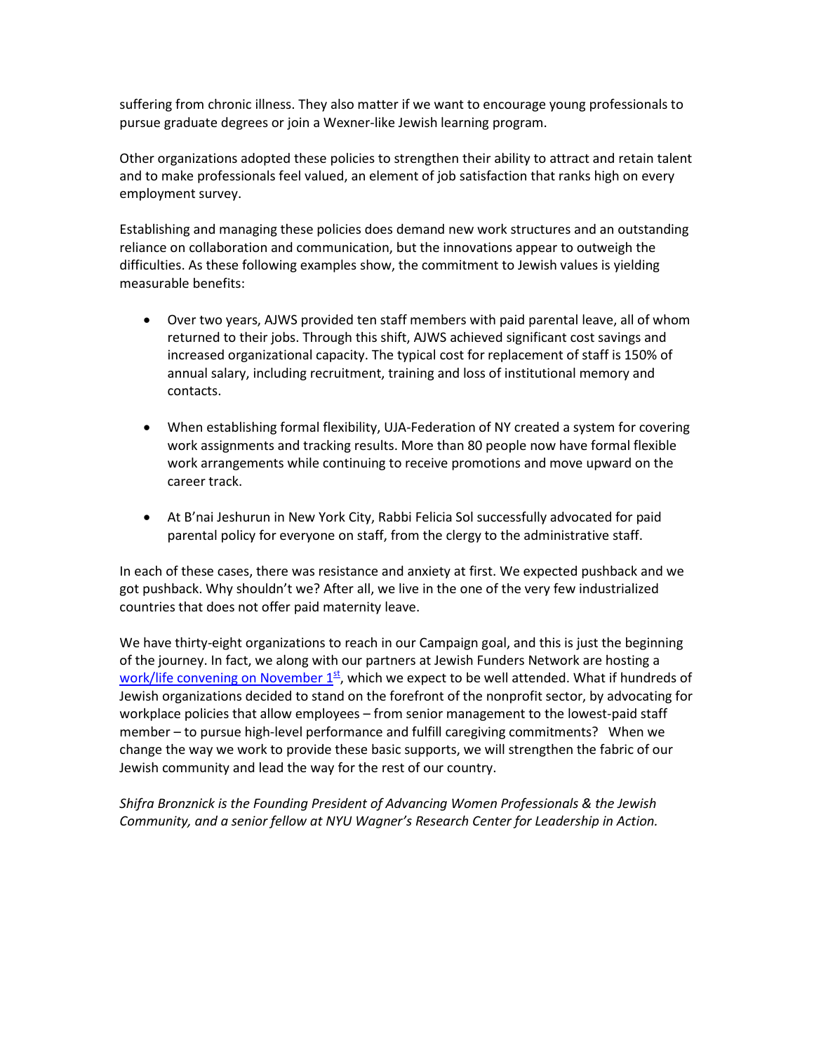suffering from chronic illness. They also matter if we want to encourage young professionals to pursue graduate degrees or join a Wexner-like Jewish learning program.

Other organizations adopted these policies to strengthen their ability to attract and retain talent and to make professionals feel valued, an element of job satisfaction that ranks high on every employment survey.

Establishing and managing these policies does demand new work structures and an outstanding reliance on collaboration and communication, but the innovations appear to outweigh the difficulties. As these following examples show, the commitment to Jewish values is yielding measurable benefits:

- Over two years, AJWS provided ten staff members with paid parental leave, all of whom returned to their jobs. Through this shift, AJWS achieved significant cost savings and increased organizational capacity. The typical cost for replacement of staff is 150% of annual salary, including recruitment, training and loss of institutional memory and contacts.

- When establishing formal flexibility, UJA-Federation of NY created a system for covering work assignments and tracking results. More than 80 people now have formal flexible work arrangements while continuing to receive promotions and move upward on the career track.

- At B'nai Jeshurun in New York City, Rabbi Felicia Sol successfully advocated for paid parental policy for everyone on staff, from the clergy to the administrative staff.

In each of these cases, there was resistance and anxiety at first. We expected pushback and we got pushback. Why shouldn't we? After all, we live in the one of the very few industrialized countries that does not offer paid maternity leave.

We have thirty-eight organizations to reach in our Campaign goal, and this is just the beginning of the journey. In fact, we along with our partners at Jewish Funders Network are hosting a work/life convening on November 1st, which we expect to be well attended. What if hundreds of Jewish organizations decided to stand on the forefront of the nonprofit sector, by advocating for workplace policies that allow employees – from senior management to the lowest-paid staff member – to pursue high-level performance and fulfill caregiving commitments? When we change the way we work to provide these basic supports, we will strengthen the fabric of our Jewish community and lead the way for the rest of our country.

*Shifra Bronznick is the Founding President of Advancing Women Professionals & the Jewish Community, and a senior fellow at NYU Wagner's Research Center for Leadership in Action.*